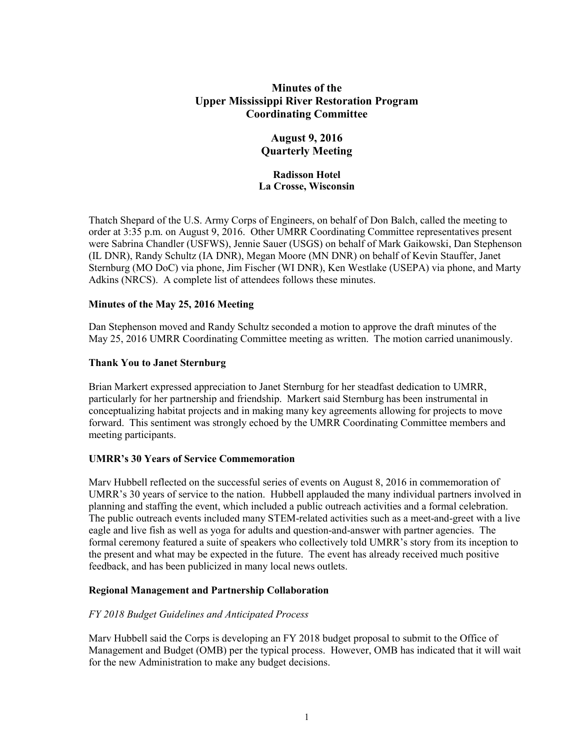# Minutes of the Upper Mississippi River Restoration Program Coordinating Committee

## August 9, 2016 Quarterly Meeting

### Radisson Hotel La Crosse, Wisconsin

Thatch Shepard of the U.S. Army Corps of Engineers, on behalf of Don Balch, called the meeting to order at 3:35 p.m. on August 9, 2016. Other UMRR Coordinating Committee representatives present were Sabrina Chandler (USFWS), Jennie Sauer (USGS) on behalf of Mark Gaikowski, Dan Stephenson (IL DNR), Randy Schultz (IA DNR), Megan Moore (MN DNR) on behalf of Kevin Stauffer, Janet Sternburg (MO DoC) via phone, Jim Fischer (WI DNR), Ken Westlake (USEPA) via phone, and Marty Adkins (NRCS). A complete list of attendees follows these minutes.

**Minutes of the May 25, 2016 Meeting**

Dan Stephenson moved and Randy Schultz seconded a motion to approve the draft minutes of the May 25, 2016 UMRR Coordinating Committee meeting as written. The motion carried unanimously.

**Thank You to Janet Sternburg**

Brian Markert expressed appreciation to Janet Sternburg for her steadfast dedication to UMRR, particularly for her partnership and friendship. Markert said Sternburg has been instrumental in conceptualizing habitat projects and in making many key agreements allowing for projects to move forward. This sentiment was strongly echoed by the UMRR Coordinating Committee members and meeting participants.

**UMRR's 30 Years of Service Commemoration**

Marv Hubbell reflected on the successful series of events on August 8, 2016 in commemoration of UMRR's 30 years of service to the nation. Hubbell applauded the many individual partners involved in planning and staffing the event, which included a public outreach activities and a formal celebration. The public outreach events included many STEM-related activities such as a meet-and-greet with a live eagle and live fish as well as yoga for adults and question-and-answer with partner agencies. The formal ceremony featured a suite of speakers who collectively told UMRR's story from its inception to the present and what may be expected in the future. The event has already received much positive feedback, and has been publicized in many local news outlets.

**Regional Management and Partnership Collaboration**

*FY 2018 Budget Guidelines and Anticipated Process*

Marv Hubbell said the Corps is developing an FY 2018 budget proposal to submit to the Office of Management and Budget (OMB) per the typical process. However, OMB has indicated that it will wait for the new Administration to make any budget decisions.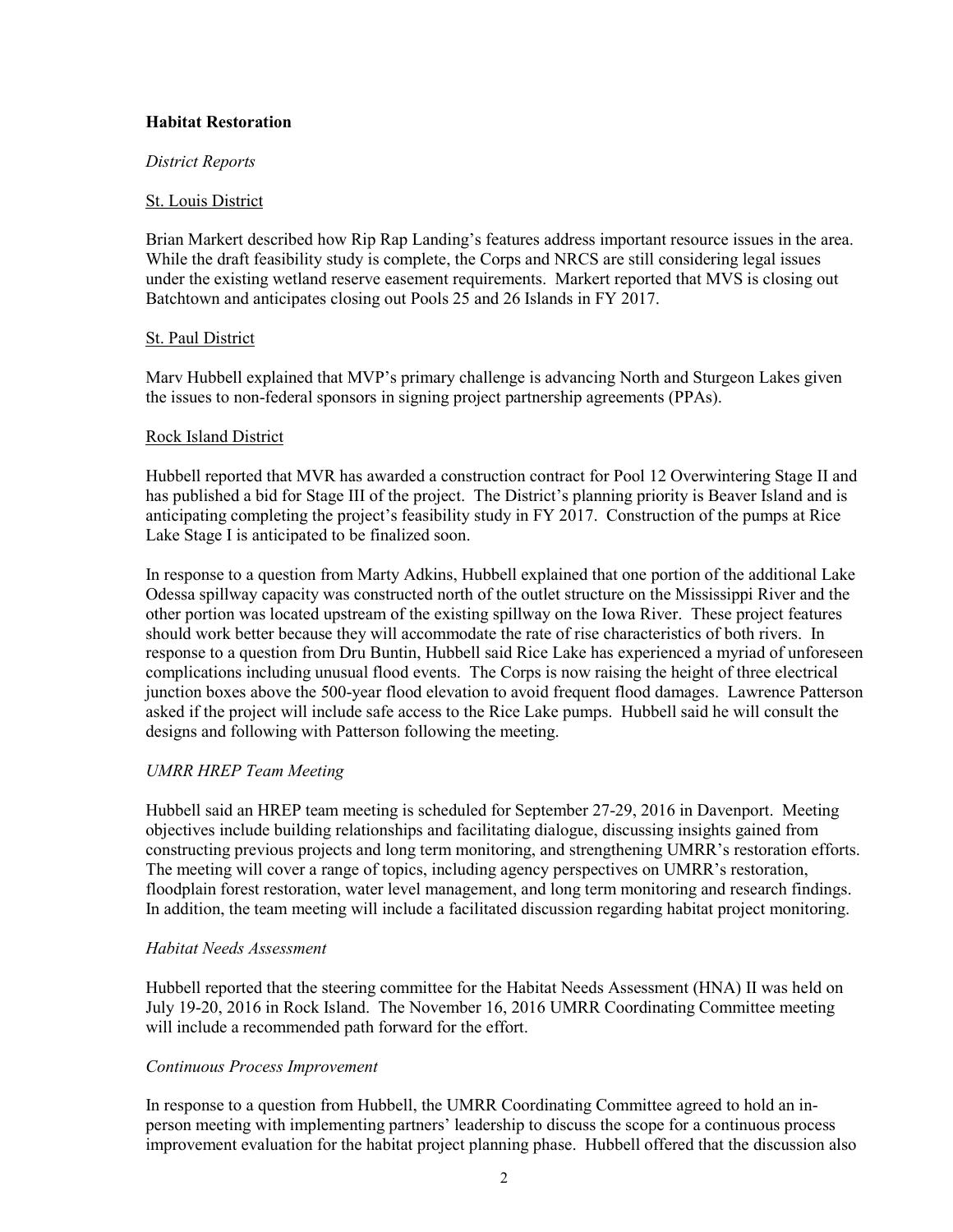**Habitat Restoration**

*District Reports*

St. Louis District

Brian Markert described how Rip Rap Landing's features address important resource issues in the area. While the draft feasibility study is complete, the Corps and NRCS are still considering legal issues under the existing wetland reserve easement requirements. Markert reported that MVS is closing out Batchtown and anticipates closing out Pools 25 and 26 Islands in FY 2017.

St. Paul District

Marv Hubbell explained that MVP's primary challenge is advancing North and Sturgeon Lakes given the issues to non-federal sponsors in signing project partnership agreements (PPAs).

Rock Island District

Hubbell reported that MVR has awarded a construction contract for Pool 12 Overwintering Stage II and has published a bid for Stage III of the project. The District's planning priority is Beaver Island and is anticipating completing the project's feasibility study in FY 2017. Construction of the pumps at Rice Lake Stage I is anticipated to be finalized soon.

In response to a question from Marty Adkins, Hubbell explained that one portion of the additional Lake Odessa spillway capacity was constructed north of the outlet structure on the Mississippi River and the other portion was located upstream of the existing spillway on the Iowa River. These project features should work better because they will accommodate the rate of rise characteristics of both rivers. In response to a question from Dru Buntin, Hubbell said Rice Lake has experienced a myriad of unforeseen complications including unusual flood events. The Corps is now raising the height of three electrical junction boxes above the 500-year flood elevation to avoid frequent flood damages. Lawrence Patterson asked if the project will include safe access to the Rice Lake pumps. Hubbell said he will consult the designs and following with Patterson following the meeting.

*UMRR HREP Team Meeting*

Hubbell said an HREP team meeting is scheduled for September 27-29, 2016 in Davenport. Meeting objectives include building relationships and facilitating dialogue, discussing insights gained from constructing previous projects and long term monitoring, and strengthening UMRR's restoration efforts. The meeting will cover a range of topics, including agency perspectives on UMRR's restoration, floodplain forest restoration, water level management, and long term monitoring and research findings. In addition, the team meeting will include a facilitated discussion regarding habitat project monitoring.

*Habitat Needs Assessment*

Hubbell reported that the steering committee for the Habitat Needs Assessment (HNA) II was held on July 19-20, 2016 in Rock Island. The November 16, 2016 UMRR Coordinating Committee meeting will include a recommended path forward for the effort.

*Continuous Process Improvement*

In response to a question from Hubbell, the UMRR Coordinating Committee agreed to hold an in-person meeting with implementing partners' leadership to discuss the scope for a continuous process improvement evaluation for the habitat project planning phase. Hubbell offered that the discussion also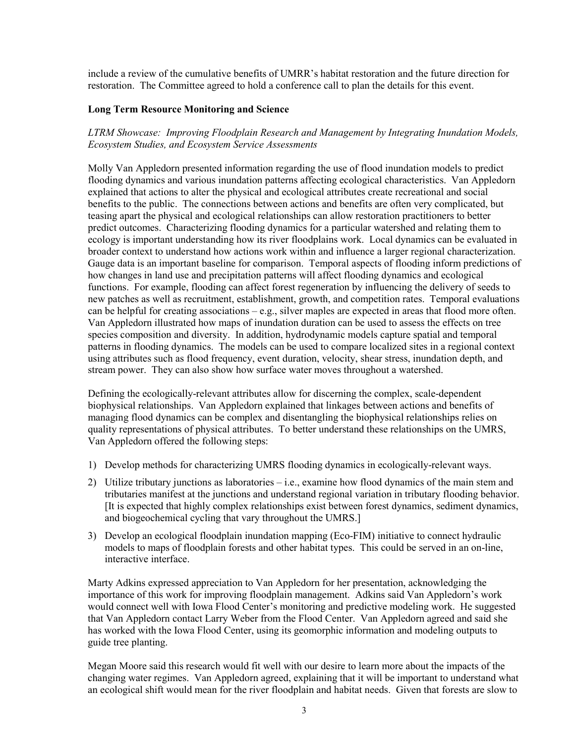include a review of the cumulative benefits of UMRR's habitat restoration and the future direction for restoration. The Committee agreed to hold a conference call to plan the details for this event.

**Long Term Resource Monitoring and Science**

*LTRM Showcase: Improving Floodplain Research and Management by Integrating Inundation Models, Ecosystem Studies, and Ecosystem Service Assessments*

Molly Van Appledorn presented information regarding the use of flood inundation models to predict flooding dynamics and various inundation patterns affecting ecological characteristics. Van Appledorn explained that actions to alter the physical and ecological attributes create recreational and social benefits to the public. The connections between actions and benefits are often very complicated, but teasing apart the physical and ecological relationships can allow restoration practitioners to better predict outcomes. Characterizing flooding dynamics for a particular watershed and relating them to ecology is important understanding how its river floodplains work. Local dynamics can be evaluated in broader context to understand how actions work within and influence a larger regional characterization. Gauge data is an important baseline for comparison. Temporal aspects of flooding inform predictions of how changes in land use and precipitation patterns will affect flooding dynamics and ecological functions. For example, flooding can affect forest regeneration by influencing the delivery of seeds to new patches as well as recruitment, establishment, growth, and competition rates. Temporal evaluations can be helpful for creating associations – e.g., silver maples are expected in areas that flood more often. Van Appledorn illustrated how maps of inundation duration can be used to assess the effects on tree species composition and diversity. In addition, hydrodynamic models capture spatial and temporal patterns in flooding dynamics. The models can be used to compare localized sites in a regional context using attributes such as flood frequency, event duration, velocity, shear stress, inundation depth, and stream power. They can also show how surface water moves throughout a watershed.

Defining the ecologically-relevant attributes allow for discerning the complex, scale-dependent biophysical relationships. Van Appledorn explained that linkages between actions and benefits of managing flood dynamics can be complex and disentangling the biophysical relationships relies on quality representations of physical attributes. To better understand these relationships on the UMRS, Van Appledorn offered the following steps:

1) Develop methods for characterizing UMRS flooding dynamics in ecologically-relevant ways.
2) Utilize tributary junctions as laboratories – i.e., examine how flood dynamics of the main stem and tributaries manifest at the junctions and understand regional variation in tributary flooding behavior. [It is expected that highly complex relationships exist between forest dynamics, sediment dynamics, and biogeochemical cycling that vary throughout the UMRS.]
3) Develop an ecological floodplain inundation mapping (Eco-FIM) initiative to connect hydraulic models to maps of floodplain forests and other habitat types. This could be served in an on-line, interactive interface.

Marty Adkins expressed appreciation to Van Appledorn for her presentation, acknowledging the importance of this work for improving floodplain management. Adkins said Van Appledorn's work would connect well with Iowa Flood Center's monitoring and predictive modeling work. He suggested that Van Appledorn contact Larry Weber from the Flood Center. Van Appledorn agreed and said she has worked with the Iowa Flood Center, using its geomorphic information and modeling outputs to guide tree planting.

Megan Moore said this research would fit well with our desire to learn more about the impacts of the changing water regimes. Van Appledorn agreed, explaining that it will be important to understand what an ecological shift would mean for the river floodplain and habitat needs. Given that forests are slow to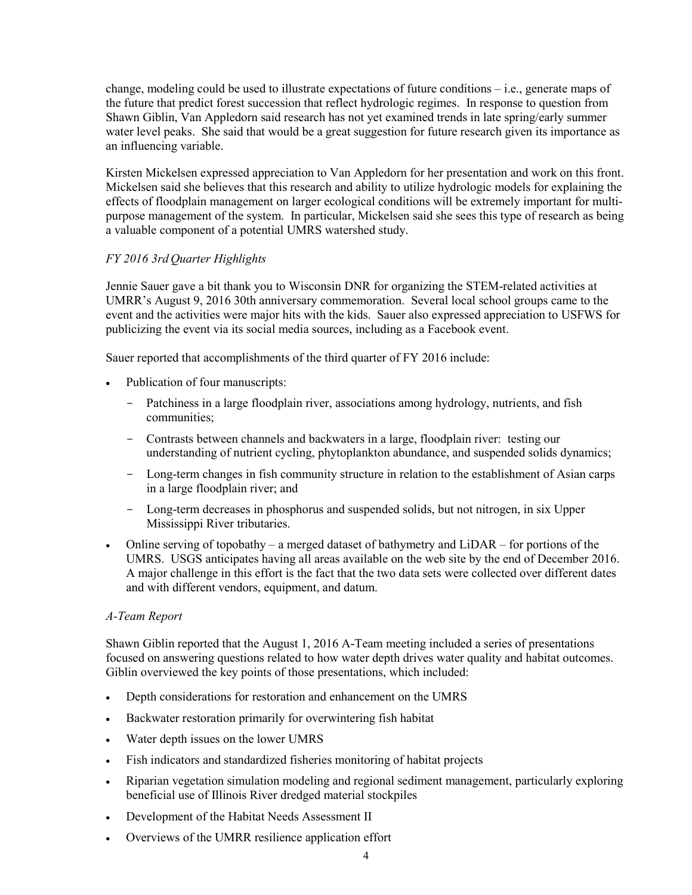change, modeling could be used to illustrate expectations of future conditions – i.e., generate maps of the future that predict forest succession that reflect hydrologic regimes. In response to question from Shawn Giblin, Van Appledorn said research has not yet examined trends in late spring/early summer water level peaks. She said that would be a great suggestion for future research given its importance as an influencing variable.

Kirsten Mickelsen expressed appreciation to Van Appledorn for her presentation and work on this front. Mickelsen said she believes that this research and ability to utilize hydrologic models for explaining the effects of floodplain management on larger ecological conditions will be extremely important for multi-purpose management of the system. In particular, Mickelsen said she sees this type of research as being a valuable component of a potential UMRS watershed study.

*FY 2016 3rd Quarter Highlights*

Jennie Sauer gave a bit thank you to Wisconsin DNR for organizing the STEM-related activities at UMRR's August 9, 2016 30th anniversary commemoration. Several local school groups came to the event and the activities were major hits with the kids. Sauer also expressed appreciation to USFWS for publicizing the event via its social media sources, including as a Facebook event.

Sauer reported that accomplishments of the third quarter of FY 2016 include:

- Publication of four manuscripts:
  - Patchiness in a large floodplain river, associations among hydrology, nutrients, and fish communities;
  - Contrasts between channels and backwaters in a large, floodplain river: testing our understanding of nutrient cycling, phytoplankton abundance, and suspended solids dynamics;
  - Long-term changes in fish community structure in relation to the establishment of Asian carps in a large floodplain river; and
  - Long-term decreases in phosphorus and suspended solids, but not nitrogen, in six Upper Mississippi River tributaries.
- Online serving of topobathy – a merged dataset of bathymetry and LiDAR – for portions of the UMRS. USGS anticipates having all areas available on the web site by the end of December 2016. A major challenge in this effort is the fact that the two data sets were collected over different dates and with different vendors, equipment, and datum.

*A-Team Report*

Shawn Giblin reported that the August 1, 2016 A-Team meeting included a series of presentations focused on answering questions related to how water depth drives water quality and habitat outcomes. Giblin overviewed the key points of those presentations, which included:

- Depth considerations for restoration and enhancement on the UMRS
- Backwater restoration primarily for overwintering fish habitat
- Water depth issues on the lower UMRS
- Fish indicators and standardized fisheries monitoring of habitat projects
- Riparian vegetation simulation modeling and regional sediment management, particularly exploring beneficial use of Illinois River dredged material stockpiles
- Development of the Habitat Needs Assessment II
- Overviews of the UMRR resilience application effort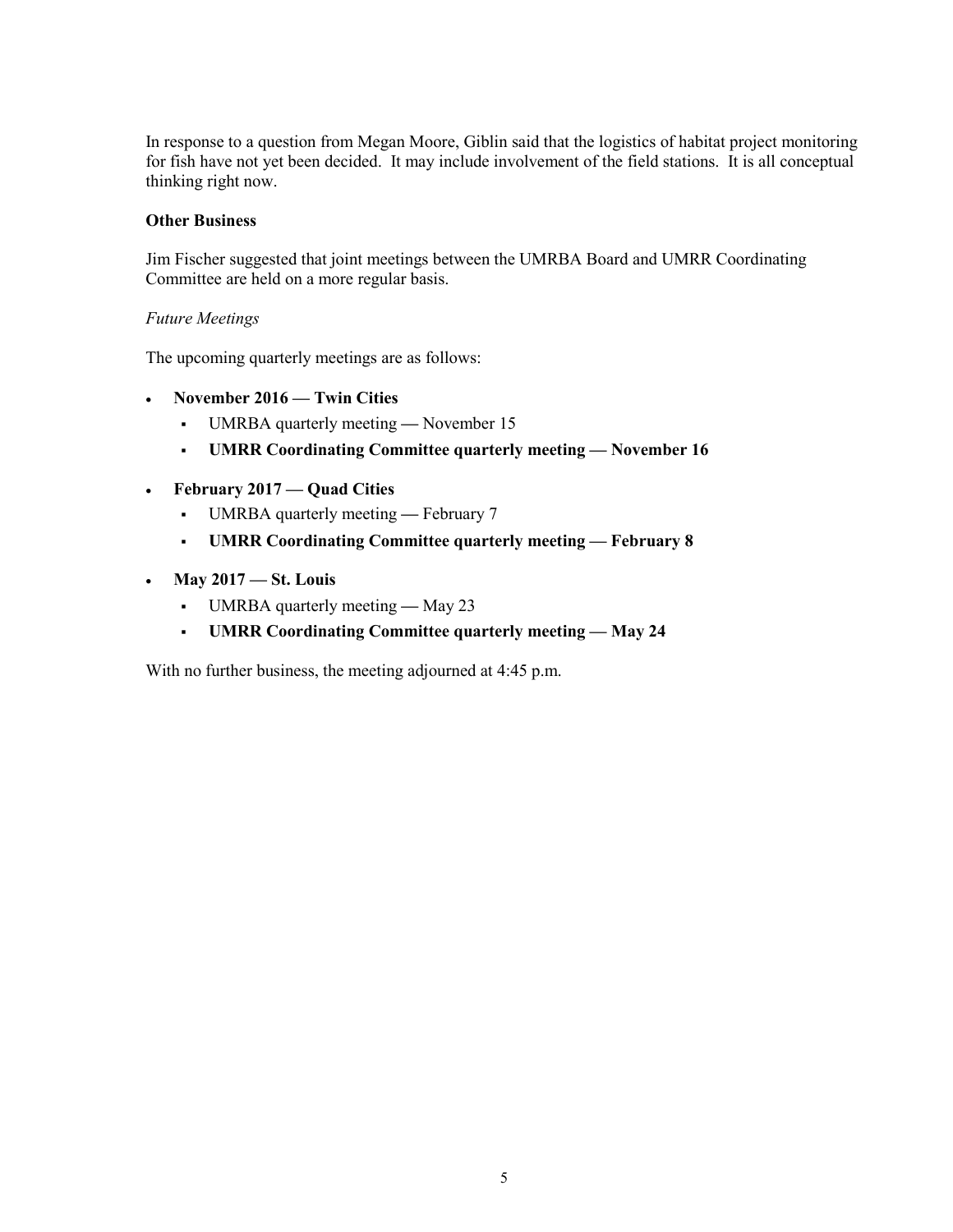In response to a question from Megan Moore, Giblin said that the logistics of habitat project monitoring for fish have not yet been decided. It may include involvement of the field stations. It is all conceptual thinking right now.

**Other Business**

Jim Fischer suggested that joint meetings between the UMRBA Board and UMRR Coordinating Committee are held on a more regular basis.

*Future Meetings*

The upcoming quarterly meetings are as follows:

- **November 2016 — Twin Cities**
  - UMRBA quarterly meeting — November 15
  - **UMRR Coordinating Committee quarterly meeting — November 16**
- **February 2017 — Quad Cities**
  - UMRBA quarterly meeting — February 7
  - **UMRR Coordinating Committee quarterly meeting — February 8**
- **May 2017 — St. Louis**
  - UMRBA quarterly meeting — May 23
  - **UMRR Coordinating Committee quarterly meeting — May 24**

With no further business, the meeting adjourned at 4:45 p.m.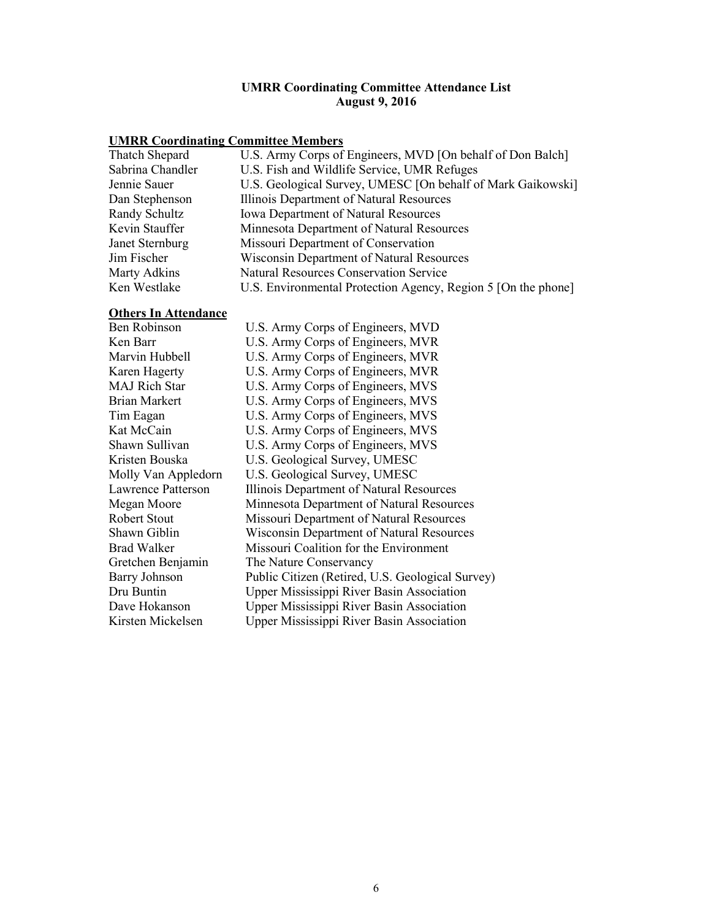**UMRR Coordinating Committee Attendance List**
**August 9, 2016**

**UMRR Coordinating Committee Members**

| | |
|---|---|
| Thatch Shepard | U.S. Army Corps of Engineers, MVD [On behalf of Don Balch] |
| Sabrina Chandler | U.S. Fish and Wildlife Service, UMR Refuges |
| Jennie Sauer | U.S. Geological Survey, UMESC [On behalf of Mark Gaikowski] |
| Dan Stephenson | Illinois Department of Natural Resources |
| Randy Schultz | Iowa Department of Natural Resources |
| Kevin Stauffer | Minnesota Department of Natural Resources |
| Janet Sternburg | Missouri Department of Conservation |
| Jim Fischer | Wisconsin Department of Natural Resources |
| Marty Adkins | Natural Resources Conservation Service |
| Ken Westlake | U.S. Environmental Protection Agency, Region 5 [On the phone] |

**Others In Attendance**

| | |
|---|---|
| Ben Robinson | U.S. Army Corps of Engineers, MVD |
| Ken Barr | U.S. Army Corps of Engineers, MVR |
| Marvin Hubbell | U.S. Army Corps of Engineers, MVR |
| Karen Hagerty | U.S. Army Corps of Engineers, MVR |
| MAJ Rich Star | U.S. Army Corps of Engineers, MVS |
| Brian Markert | U.S. Army Corps of Engineers, MVS |
| Tim Eagan | U.S. Army Corps of Engineers, MVS |
| Kat McCain | U.S. Army Corps of Engineers, MVS |
| Shawn Sullivan | U.S. Army Corps of Engineers, MVS |
| Kristen Bouska | U.S. Geological Survey, UMESC |
| Molly Van Appledorn | U.S. Geological Survey, UMESC |
| Lawrence Patterson | Illinois Department of Natural Resources |
| Megan Moore | Minnesota Department of Natural Resources |
| Robert Stout | Missouri Department of Natural Resources |
| Shawn Giblin | Wisconsin Department of Natural Resources |
| Brad Walker | Missouri Coalition for the Environment |
| Gretchen Benjamin | The Nature Conservancy |
| Barry Johnson | Public Citizen (Retired, U.S. Geological Survey) |
| Dru Buntin | Upper Mississippi River Basin Association |
| Dave Hokanson | Upper Mississippi River Basin Association |
| Kirsten Mickelsen | Upper Mississippi River Basin Association |